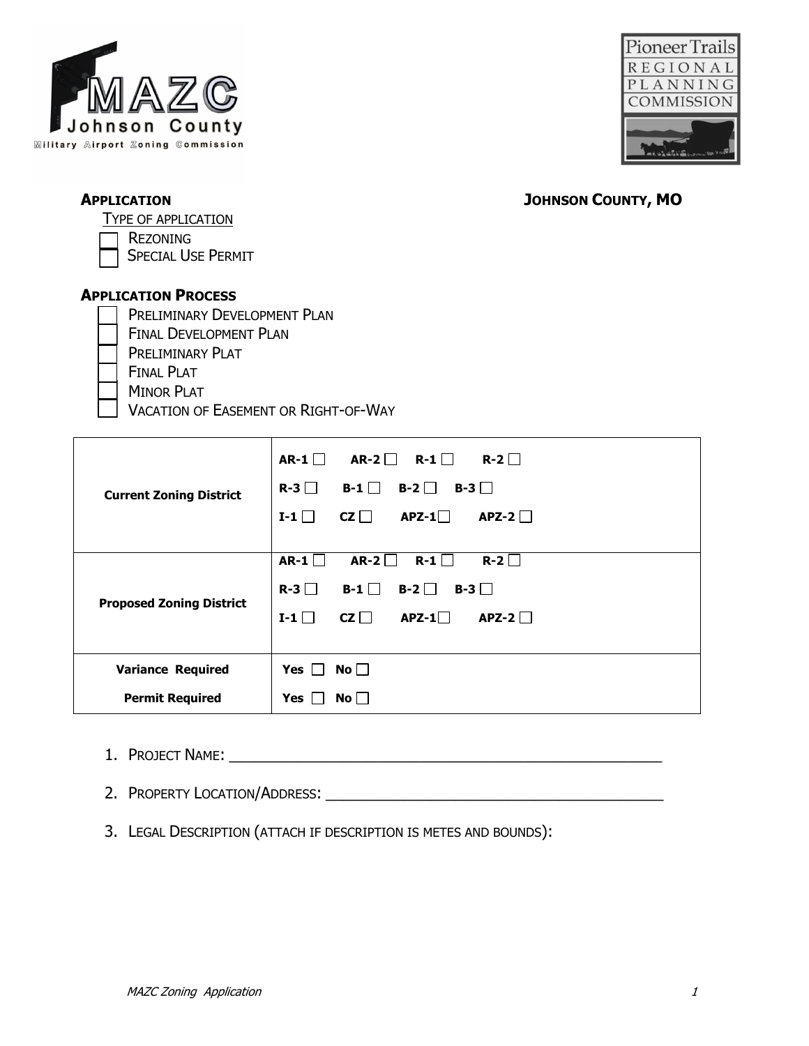MAZC
Johnson County
Military Airport Zoning Commission

Pioneer Trails
REGIONAL
PLANNING
COMMISSION

**APPLICATION** **JOHNSON COUNTY, MO**

TYPE OF APPLICATION

☐ REZONING
☐ SPECIAL USE PERMIT

**APPLICATION PROCESS**

☐ PRELIMINARY DEVELOPMENT PLAN
☐ FINAL DEVELOPMENT PLAN
☐ PRELIMINARY PLAT
☐ FINAL PLAT
☐ MINOR PLAT
☐ VACATION OF EASEMENT OR RIGHT-OF-WAY

| | |
|---|---|
| **Current Zoning District** | **AR-1** ☐ **AR-2** ☐ **R-1** ☐ **R-2** ☐<br>**R-3** ☐ **B-1** ☐ **B-2** ☐ **B-3** ☐<br>**I-1** ☐ **CZ** ☐ **APZ-1** ☐ **APZ-2** ☐ |
| **Proposed Zoning District** | **AR-1** ☐ **AR-2** ☐ **R-1** ☐ **R-2** ☐<br>**R-3** ☐ **B-1** ☐ **B-2** ☐ **B-3** ☐<br>**I-1** ☐ **CZ** ☐ **APZ-1** ☐ **APZ-2** ☐ |
| **Variance Required** | **Yes** ☐ **No** ☐ |
| **Permit Required** | **Yes** ☐ **No** ☐ |

1. PROJECT NAME: ____________________________________________________
2. PROPERTY LOCATION/ADDRESS: ________________________________________
3. LEGAL DESCRIPTION (ATTACH IF DESCRIPTION IS METES AND BOUNDS):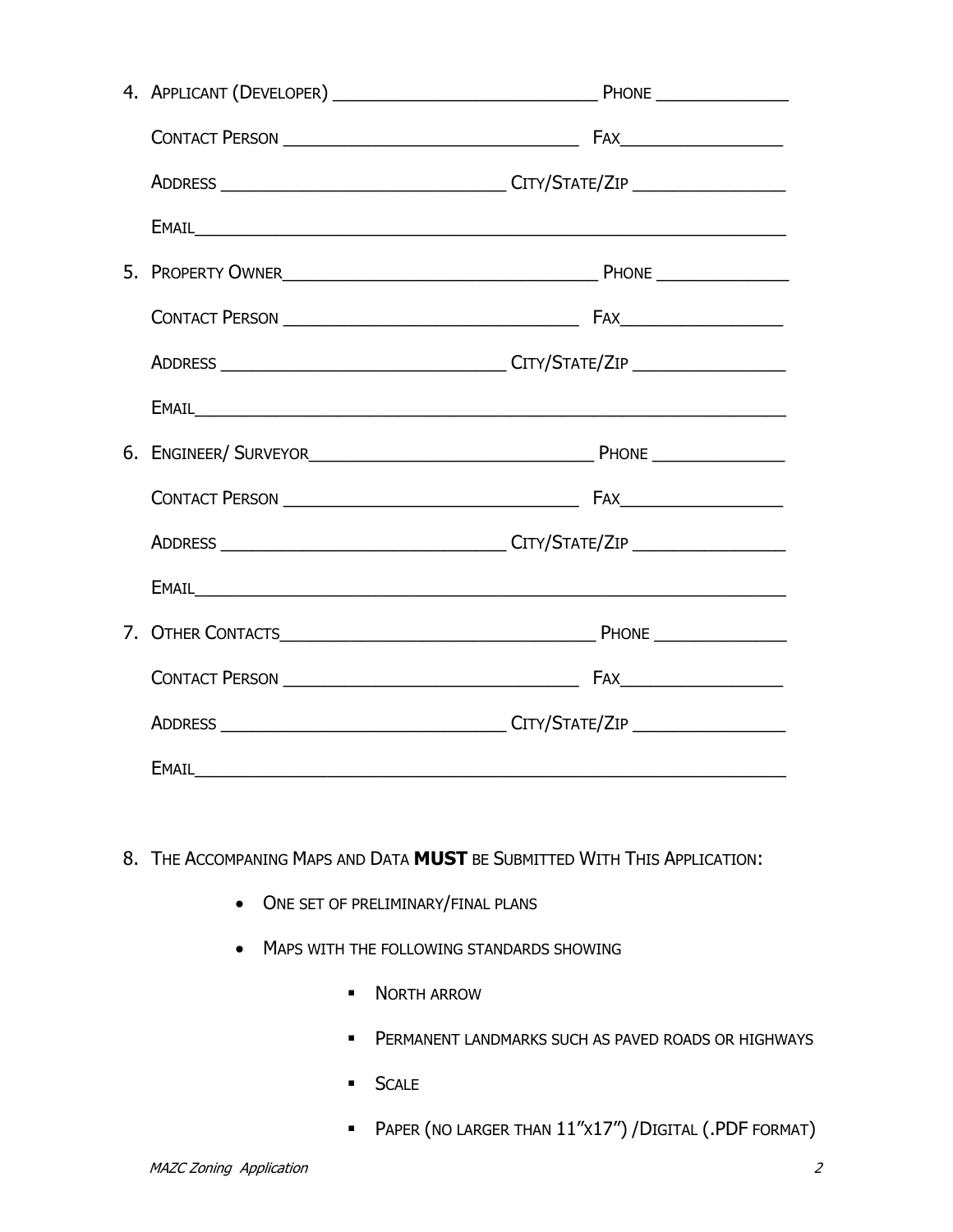4. Applicant (Developer) ___________________________ Phone ______________

   Contact Person _______________________________ Fax_________________

   Address _____________________________ City/State/Zip ________________

   Email___________________________________________________________

5. Property Owner_________________________________ Phone ______________

   Contact Person _______________________________ Fax_________________

   Address _____________________________ City/State/Zip ________________

   Email___________________________________________________________

6. Engineer/ Surveyor_____________________________ Phone ______________

   Contact Person _______________________________ Fax_________________

   Address _____________________________ City/State/Zip ________________

   Email___________________________________________________________

7. Other Contacts_________________________________ Phone ______________

   Contact Person _______________________________ Fax_________________

   Address _____________________________ City/State/Zip ________________

   Email___________________________________________________________

8. The Accompaning Maps and Data **MUST** be Submitted With This Application:

   - One set of preliminary/final plans
   - Maps with the following standards showing
     - North arrow
     - Permanent landmarks such as paved roads or highways
     - Scale
     - Paper (no larger than 11"x17") /Digital (.PDF format)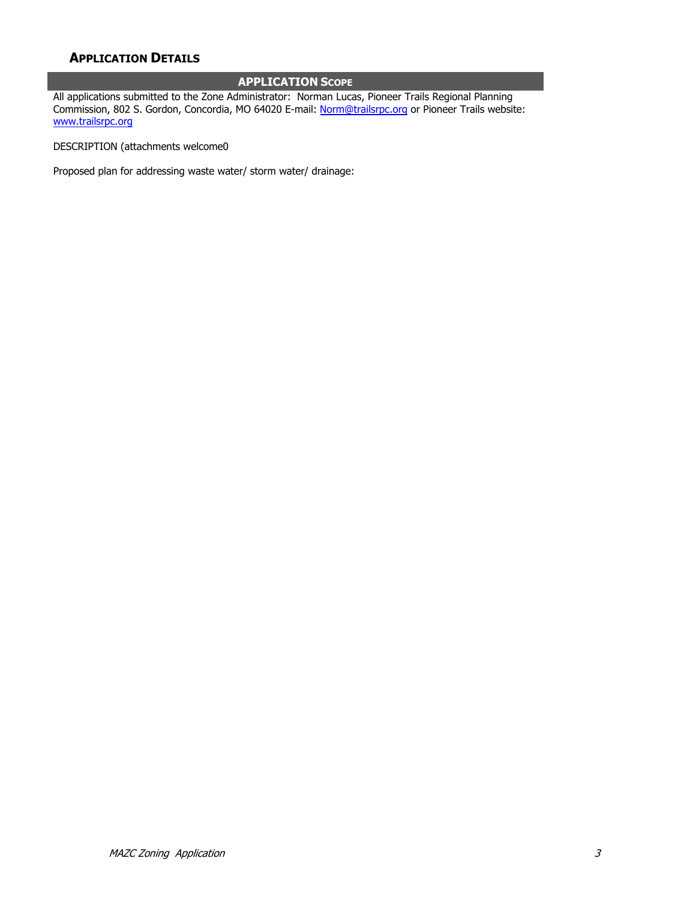## Application Details

### APPLICATION Scope

All applications submitted to the Zone Administrator: Norman Lucas, Pioneer Trails Regional Planning Commission, 802 S. Gordon, Concordia, MO 64020 E-mail: [Norm@trailsrpc.org](mailto:Norm@trailsrpc.org) or Pioneer Trails website: [www.trailsrpc.org](http://www.trailsrpc.org)

DESCRIPTION (attachments welcome0

Proposed plan for addressing waste water/ storm water/ drainage: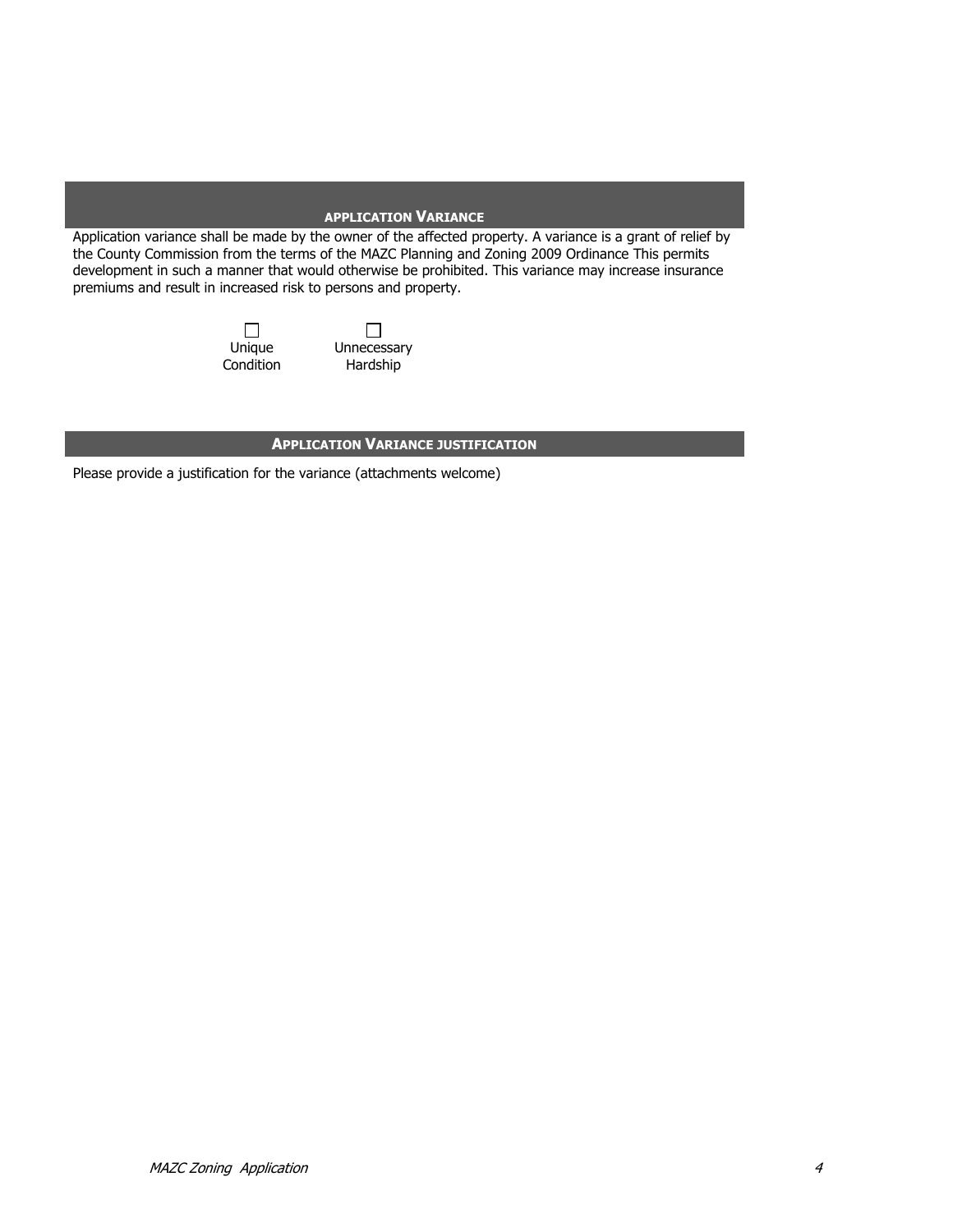## APPLICATION VARIANCE

Application variance shall be made by the owner of the affected property. A variance is a grant of relief by the County Commission from the terms of the MAZC Planning and Zoning 2009 Ordinance This permits development in such a manner that would otherwise be prohibited. This variance may increase insurance premiums and result in increased risk to persons and property.

☐ Unique Condition ☐ Unnecessary Hardship

## APPLICATION VARIANCE JUSTIFICATION

Please provide a justification for the variance (attachments welcome)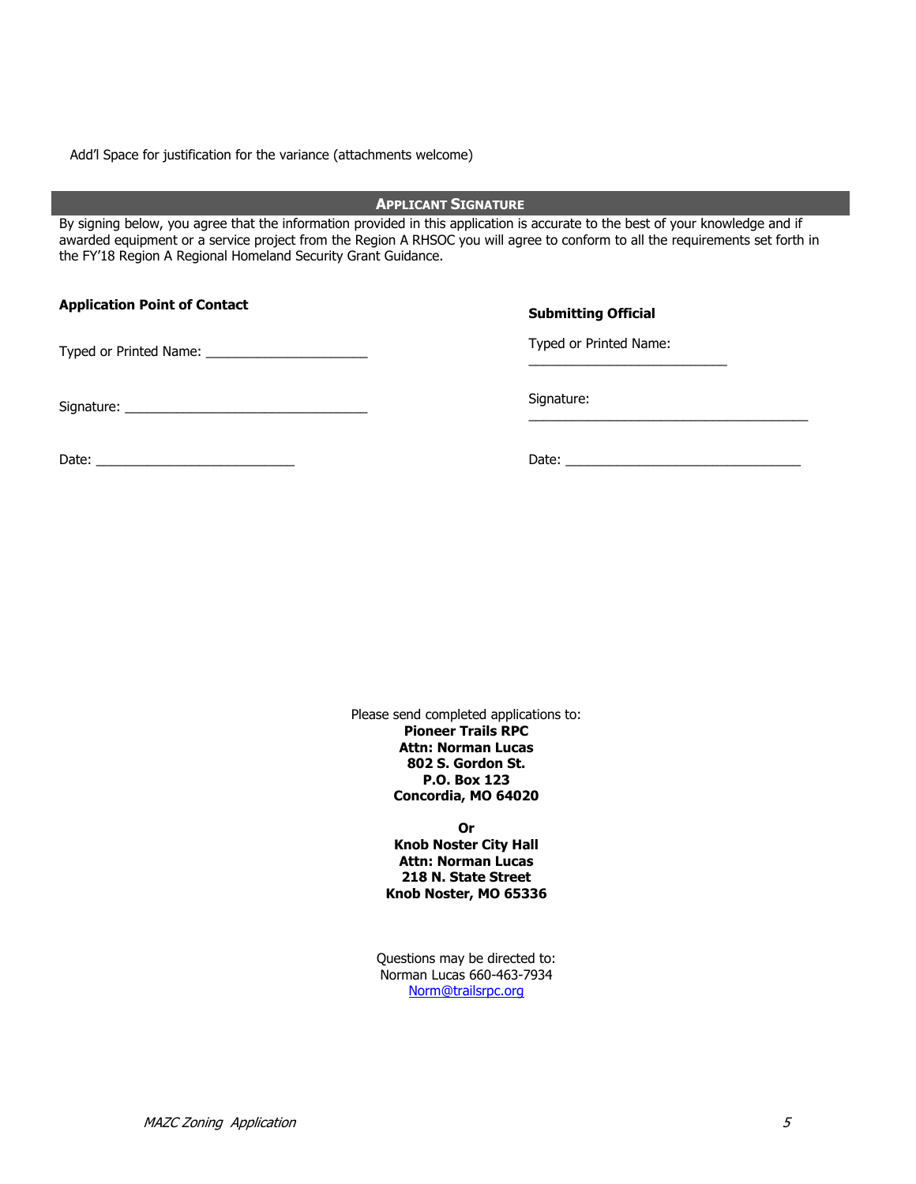Add'l Space for justification for the variance (attachments welcome)

## Applicant Signature

By signing below, you agree that the information provided in this application is accurate to the best of your knowledge and if awarded equipment or a service project from the Region A RHSOC you will agree to conform to all the requirements set forth in the FY'18 Region A Regional Homeland Security Grant Guidance.

**Application Point of Contact**

Typed or Printed Name: ______________________

Signature: _________________________________

Date: ___________________________

**Submitting Official**

Typed or Printed Name: ___________________________

Signature: ______________________________________

Date: ________________________________

Please send completed applications to:
**Pioneer Trails RPC**
**Attn: Norman Lucas**
**802 S. Gordon St.**
**P.O. Box 123**
**Concordia, MO 64020**

**Or**
**Knob Noster City Hall**
**Attn: Norman Lucas**
**218 N. State Street**
**Knob Noster, MO 65336**

Questions may be directed to:
Norman Lucas 660-463-7934
Norm@trailsrpc.org